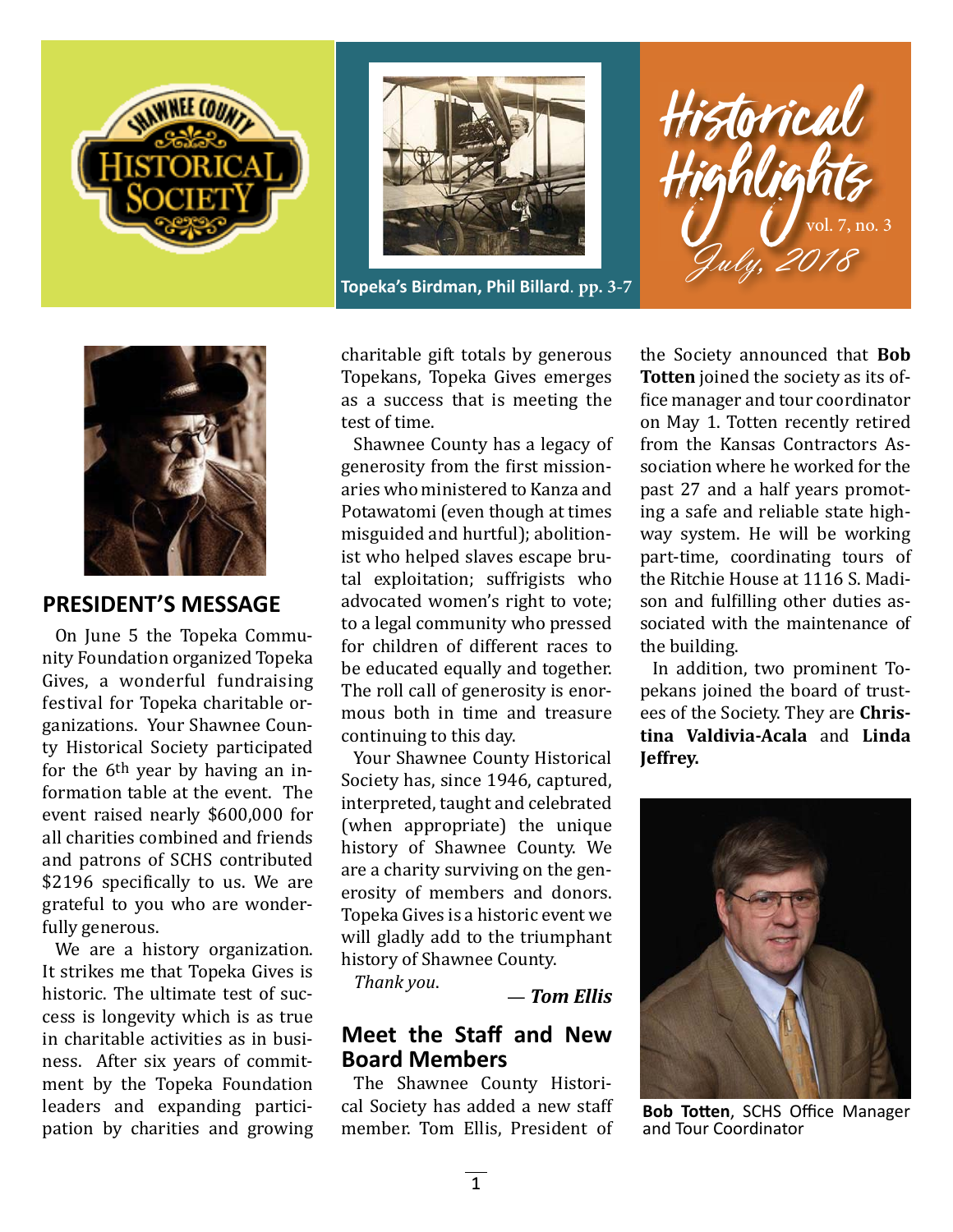Shawnee County Historical Society

Topeka's Birdman, Phil Billard. pp. 3-7

# Historical Highlights

vol. 7, no. 3

July, 2018

## PRESIDENT'S MESSAGE

On June 5 the Topeka Community Foundation organized Topeka Gives, a wonderful fundraising festival for Topeka charitable organizations. Your Shawnee County Historical Society participated for the 6th year by having an information table at the event. The event raised nearly $600,000 for all charities combined and friends and patrons of SCHS contributed $2196 specifically to us. We are grateful to you who are wonderfully generous.

We are a history organization. It strikes me that Topeka Gives is historic. The ultimate test of success is longevity which is as true in charitable activities as in business. After six years of commitment by the Topeka Foundation leaders and expanding participation by charities and growing charitable gift totals by generous Topekans, Topeka Gives emerges as a success that is meeting the test of time.

Shawnee County has a legacy of generosity from the first missionaries who ministered to Kanza and Potawatomi (even though at times misguided and hurtful); abolitionist who helped slaves escape brutal exploitation; suffrigists who advocated women's right to vote; to a legal community who pressed for children of different races to be educated equally and together. The roll call of generosity is enormous both in time and treasure continuing to this day.

Your Shawnee County Historical Society has, since 1946, captured, interpreted, taught and celebrated (when appropriate) the unique history of Shawnee County. We are a charity surviving on the generosity of members and donors. Topeka Gives is a historic event we will gladly add to the triumphant history of Shawnee County.

*Thank you*.

— ***Tom Ellis***

## Meet the Staff and New Board Members

The Shawnee County Historical Society has added a new staff member. Tom Ellis, President of the Society announced that **Bob Totten** joined the society as its office manager and tour coordinator on May 1. Totten recently retired from the Kansas Contractors Association where he worked for the past 27 and a half years promoting a safe and reliable state highway system. He will be working part-time, coordinating tours of the Ritchie House at 1116 S. Madison and fulfilling other duties associated with the maintenance of the building.

In addition, two prominent Topekans joined the board of trustees of the Society. They are **Christina Valdivia-Acala** and **Linda Jeffrey.**

**Bob Totten**, SCHS Office Manager and Tour Coordinator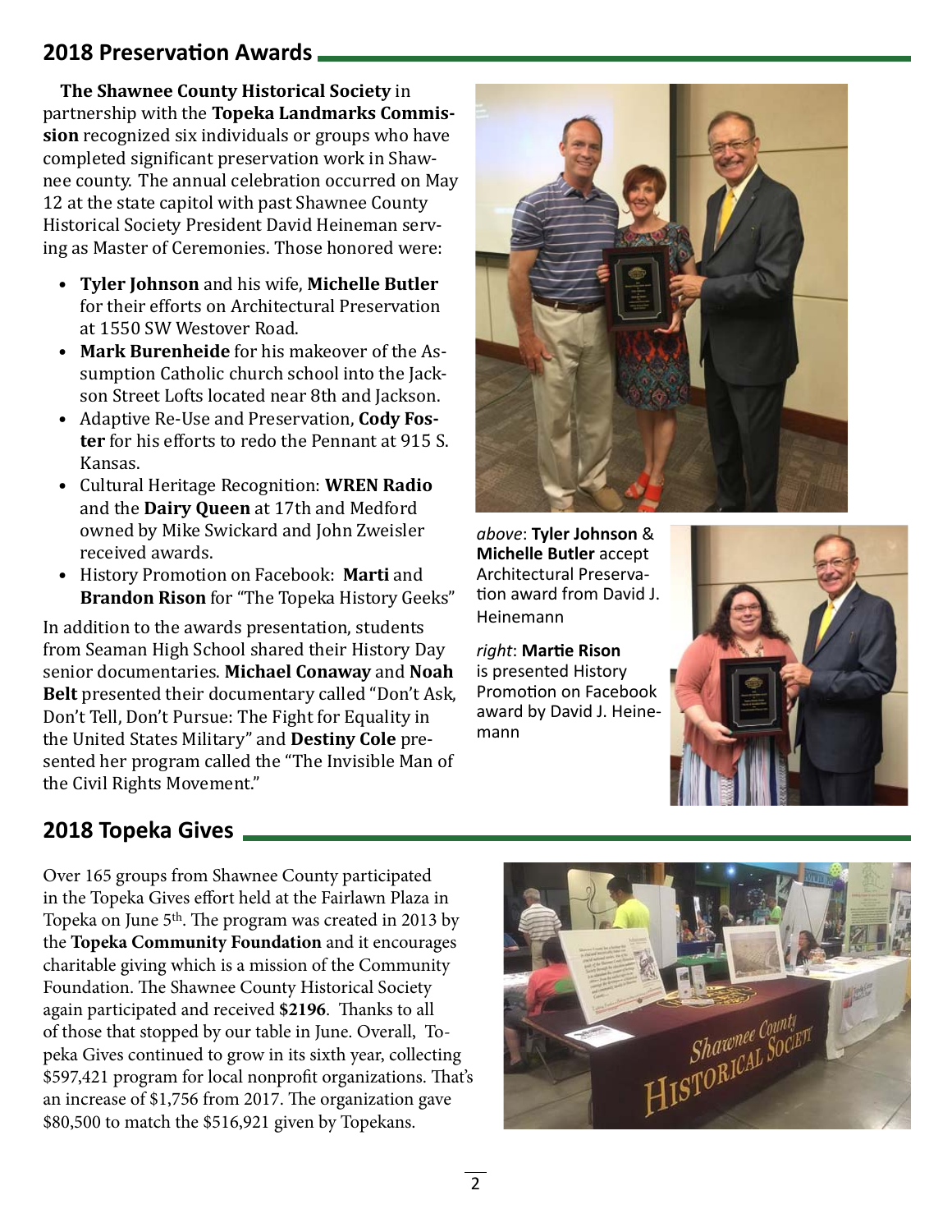## 2018 Preservation Awards

**The Shawnee County Historical Society** in partnership with the **Topeka Landmarks Commission** recognized six individuals or groups who have completed significant preservation work in Shawnee county. The annual celebration occurred on May 12 at the state capitol with past Shawnee County Historical Society President David Heineman serving as Master of Ceremonies. Those honored were:

- **Tyler Johnson** and his wife, **Michelle Butler** for their efforts on Architectural Preservation at 1550 SW Westover Road.
- **Mark Burenheide** for his makeover of the Assumption Catholic church school into the Jackson Street Lofts located near 8th and Jackson.
- Adaptive Re-Use and Preservation, **Cody Foster** for his efforts to redo the Pennant at 915 S. Kansas.
- Cultural Heritage Recognition: **WREN Radio** and the **Dairy Queen** at 17th and Medford owned by Mike Swickard and John Zweisler received awards.
- History Promotion on Facebook: **Marti** and **Brandon Rison** for "The Topeka History Geeks"

In addition to the awards presentation, students from Seaman High School shared their History Day senior documentaries. **Michael Conaway** and **Noah Belt** presented their documentary called "Don't Ask, Don't Tell, Don't Pursue: The Fight for Equality in the United States Military" and **Destiny Cole** presented her program called the "The Invisible Man of the Civil Rights Movement."

*above*: **Tyler Johnson** & **Michelle Butler** accept Architectural Preservation award from David J. Heinemann

*right*: **Martie Rison** is presented History Promotion on Facebook award by David J. Heinemann

## 2018 Topeka Gives

Over 165 groups from Shawnee County participated in the Topeka Gives effort held at the Fairlawn Plaza in Topeka on June 5th. The program was created in 2013 by the **Topeka Community Foundation** and it encourages charitable giving which is a mission of the Community Foundation. The Shawnee County Historical Society again participated and received **$2196**. Thanks to all of those that stopped by our table in June. Overall, Topeka Gives continued to grow in its sixth year, collecting $597,421 program for local nonprofit organizations. That's an increase of $1,756 from 2017. The organization gave $80,500 to match the $516,921 given by Topekans.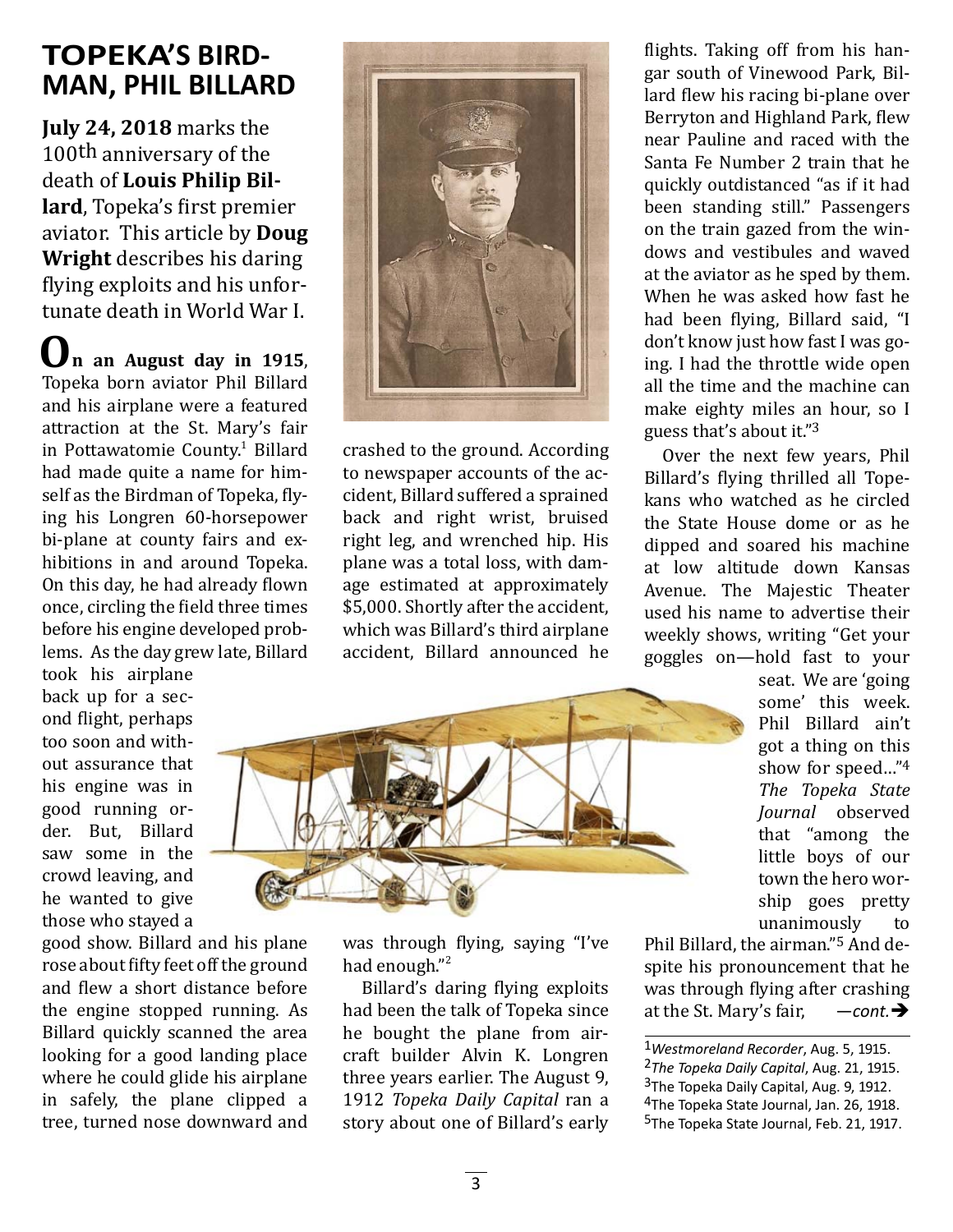# TOPEKA'S BIRD-MAN, PHIL BILLARD

**July 24, 2018** marks the 100th anniversary of the death of **Louis Philip Billard**, Topeka's first premier aviator. This article by **Doug Wright** describes his daring flying exploits and his unfortunate death in World War I.

**On an August day in 1915**, Topeka born aviator Phil Billard and his airplane were a featured attraction at the St. Mary's fair in Pottawatomie County.[1] Billard had made quite a name for himself as the Birdman of Topeka, flying his Longren 60-horsepower bi-plane at county fairs and exhibitions in and around Topeka. On this day, he had already flown once, circling the field three times before his engine developed problems. As the day grew late, Billard took his airplane back up for a second flight, perhaps too soon and without assurance that his engine was in good running order. But, Billard saw some in the crowd leaving, and he wanted to give those who stayed a good show. Billard and his plane rose about fifty feet off the ground and flew a short distance before the engine stopped running. As Billard quickly scanned the area looking for a good landing place where he could glide his airplane in safely, the plane clipped a tree, turned nose downward and crashed to the ground. According to newspaper accounts of the accident, Billard suffered a sprained back and right wrist, bruised right leg, and wrenched hip. His plane was a total loss, with damage estimated at approximately $5,000. Shortly after the accident, which was Billard's third airplane accident, Billard announced he was through flying, saying "I've had enough."[2]

Billard's daring flying exploits had been the talk of Topeka since he bought the plane from aircraft builder Alvin K. Longren three years earlier. The August 9, 1912 *Topeka Daily Capital* ran a story about one of Billard's early flights. Taking off from his hangar south of Vinewood Park, Billard flew his racing bi-plane over Berryton and Highland Park, flew near Pauline and raced with the Santa Fe Number 2 train that he quickly outdistanced "as if it had been standing still." Passengers on the train gazed from the windows and vestibules and waved at the aviator as he sped by them. When he was asked how fast he had been flying, Billard said, "I don't know just how fast I was going. I had the throttle wide open all the time and the machine can make eighty miles an hour, so I guess that's about it."[3]

Over the next few years, Phil Billard's flying thrilled all Topekans who watched as he circled the State House dome or as he dipped and soared his machine at low altitude down Kansas Avenue. The Majestic Theater used his name to advertise their weekly shows, writing "Get your goggles on—hold fast to your seat. We are 'going some' this week. Phil Billard ain't got a thing on this show for speed..."[4] *The Topeka State Journal* observed that "among the little boys of our town the hero worship goes pretty unanimously to Phil Billard, the airman."[5] And despite his pronouncement that he was through flying after crashing at the St. Mary's fair, *—cont.*➔

---

[1] *Westmoreland Recorder*, Aug. 5, 1915.
[2] *The Topeka Daily Capital*, Aug. 21, 1915.
[3] The Topeka Daily Capital, Aug. 9, 1912.
[4] The Topeka State Journal, Jan. 26, 1918.
[5] The Topeka State Journal, Feb. 21, 1917.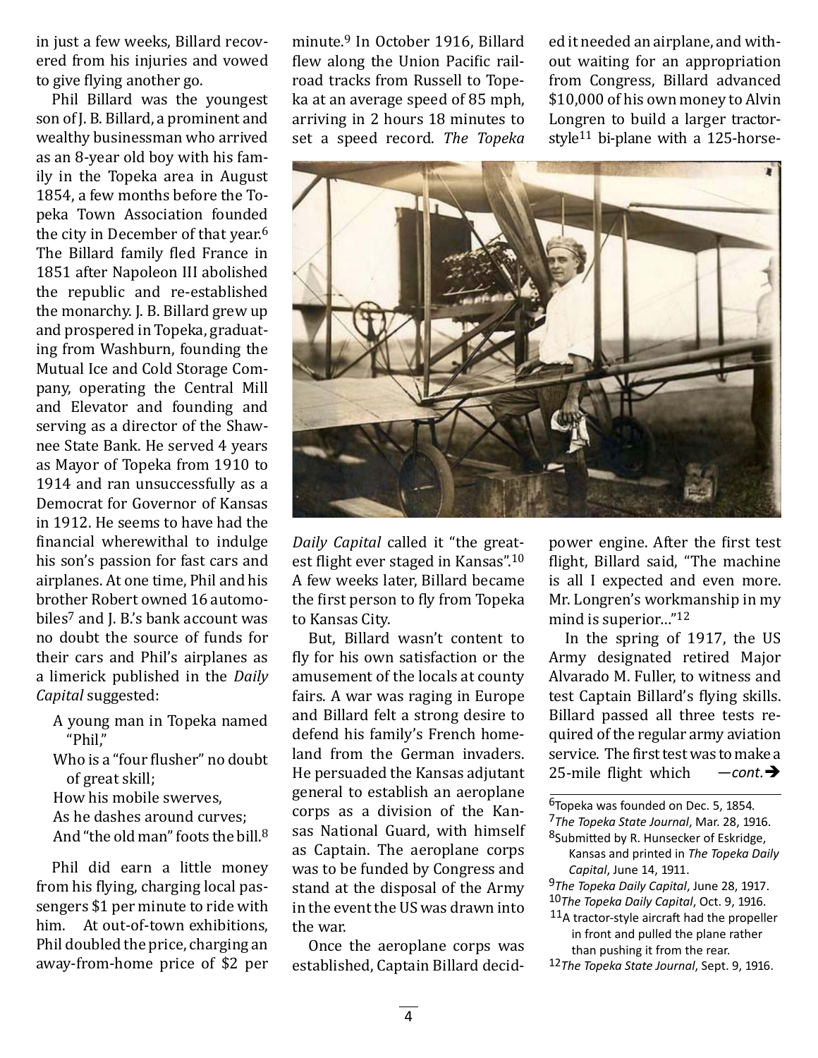in just a few weeks, Billard recovered from his injuries and vowed to give flying another go.

Phil Billard was the youngest son of J. B. Billard, a prominent and wealthy businessman who arrived as an 8-year old boy with his family in the Topeka area in August 1854, a few months before the Topeka Town Association founded the city in December of that year.[6] The Billard family fled France in 1851 after Napoleon III abolished the republic and re-established the monarchy. J. B. Billard grew up and prospered in Topeka, graduating from Washburn, founding the Mutual Ice and Cold Storage Company, operating the Central Mill and Elevator and founding and serving as a director of the Shawnee State Bank. He served 4 years as Mayor of Topeka from 1910 to 1914 and ran unsuccessfully as a Democrat for Governor of Kansas in 1912. He seems to have had the financial wherewithal to indulge his son's passion for fast cars and airplanes. At one time, Phil and his brother Robert owned 16 automobiles[7] and J. B.'s bank account was no doubt the source of funds for their cars and Phil's airplanes as a limerick published in the *Daily Capital* suggested:

> A young man in Topeka named "Phil,"
> Who is a "four flusher" no doubt of great skill;
> How his mobile swerves,
> As he dashes around curves;
> And "the old man" foots the bill.[8]

Phil did earn a little money from his flying, charging local passengers $1 per minute to ride with him. At out-of-town exhibitions, Phil doubled the price, charging an away-from-home price of $2 per minute.[9] In October 1916, Billard flew along the Union Pacific railroad tracks from Russell to Topeka at an average speed of 85 mph, arriving in 2 hours 18 minutes to set a speed record. *The Topeka Daily Capital* called it "the greatest flight ever staged in Kansas".[10] A few weeks later, Billard became the first person to fly from Topeka to Kansas City.

But, Billard wasn't content to fly for his own satisfaction or the amusement of the locals at county fairs. A war was raging in Europe and Billard felt a strong desire to defend his family's French homeland from the German invaders. He persuaded the Kansas adjutant general to establish an aeroplane corps as a division of the Kansas National Guard, with himself as Captain. The aeroplane corps was to be funded by Congress and stand at the disposal of the Army in the event the US was drawn into the war.

Once the aeroplane corps was established, Captain Billard decided it needed an airplane, and without waiting for an appropriation from Congress, Billard advanced $10,000 of his own money to Alvin Longren to build a larger tractor-style[11] bi-plane with a 125-horsepower engine. After the first test flight, Billard said, "The machine is all I expected and even more. Mr. Longren's workmanship in my mind is superior…"[12]

In the spring of 1917, the US Army designated retired Major Alvarado M. Fuller, to witness and test Captain Billard's flying skills. Billard passed all three tests required of the regular army aviation service. The first test was to make a 25-mile flight which —*cont.*➔

---

[6] Topeka was founded on Dec. 5, 1854.

[7] *The Topeka State Journal*, Mar. 28, 1916.

[8] Submitted by R. Hunsecker of Eskridge, Kansas and printed in *The Topeka Daily Capital*, June 14, 1911.

[9] *The Topeka Daily Capital*, June 28, 1917.

[10] *The Topeka Daily Capital*, Oct. 9, 1916.

[11] A tractor-style aircraft had the propeller in front and pulled the plane rather than pushing it from the rear.

[12] *The Topeka State Journal*, Sept. 9, 1916.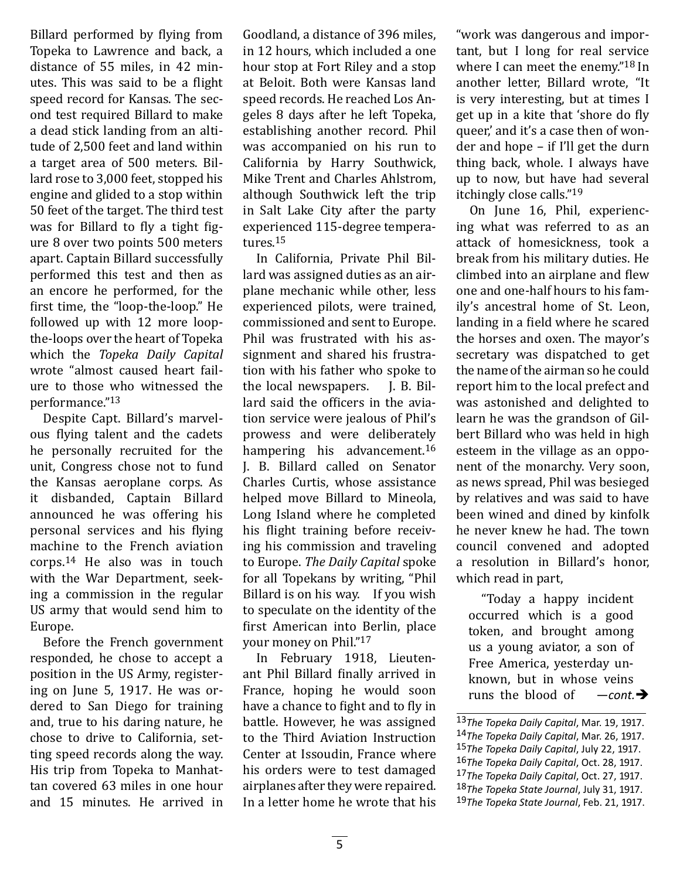Billard performed by flying from Topeka to Lawrence and back, a distance of 55 miles, in 42 minutes. This was said to be a flight speed record for Kansas. The second test required Billard to make a dead stick landing from an altitude of 2,500 feet and land within a target area of 500 meters. Billard rose to 3,000 feet, stopped his engine and glided to a stop within 50 feet of the target. The third test was for Billard to fly a tight figure 8 over two points 500 meters apart. Captain Billard successfully performed this test and then as an encore he performed, for the first time, the "loop-the-loop." He followed up with 12 more loop-the-loops over the heart of Topeka which the *Topeka Daily Capital* wrote "almost caused heart failure to those who witnessed the performance."[13]

Despite Capt. Billard's marvelous flying talent and the cadets he personally recruited for the unit, Congress chose not to fund the Kansas aeroplane corps. As it disbanded, Captain Billard announced he was offering his personal services and his flying machine to the French aviation corps.[14] He also was in touch with the War Department, seeking a commission in the regular US army that would send him to Europe.

Before the French government responded, he chose to accept a position in the US Army, registering on June 5, 1917. He was ordered to San Diego for training and, true to his daring nature, he chose to drive to California, setting speed records along the way. His trip from Topeka to Manhattan covered 63 miles in one hour and 15 minutes. He arrived in Goodland, a distance of 396 miles, in 12 hours, which included a one hour stop at Fort Riley and a stop at Beloit. Both were Kansas land speed records. He reached Los Angeles 8 days after he left Topeka, establishing another record. Phil was accompanied on his run to California by Harry Southwick, Mike Trent and Charles Ahlstrom, although Southwick left the trip in Salt Lake City after the party experienced 115-degree temperatures.[15]

In California, Private Phil Billard was assigned duties as an airplane mechanic while other, less experienced pilots, were trained, commissioned and sent to Europe. Phil was frustrated with his assignment and shared his frustration with his father who spoke to the local newspapers. J. B. Billard said the officers in the aviation service were jealous of Phil's prowess and were deliberately hampering his advancement.[16] J. B. Billard called on Senator Charles Curtis, whose assistance helped move Billard to Mineola, Long Island where he completed his flight training before receiving his commission and traveling to Europe. *The Daily Capital* spoke for all Topekans by writing, "Phil Billard is on his way. If you wish to speculate on the identity of the first American into Berlin, place your money on Phil."[17]

In February 1918, Lieutenant Phil Billard finally arrived in France, hoping he would soon have a chance to fight and to fly in battle. However, he was assigned to the Third Aviation Instruction Center at Issoudin, France where his orders were to test damaged airplanes after they were repaired. In a letter home he wrote that his "work was dangerous and important, but I long for real service where I can meet the enemy."[18] In another letter, Billard wrote, "It is very interesting, but at times I get up in a kite that 'shore do fly queer,' and it's a case then of wonder and hope – if I'll get the durn thing back, whole. I always have up to now, but have had several itchingly close calls."[19]

On June 16, Phil, experiencing what was referred to as an attack of homesickness, took a break from his military duties. He climbed into an airplane and flew one and one-half hours to his family's ancestral home of St. Leon, landing in a field where he scared the horses and oxen. The mayor's secretary was dispatched to get the name of the airman so he could report him to the local prefect and was astonished and delighted to learn he was the grandson of Gilbert Billard who was held in high esteem in the village as an opponent of the monarchy. Very soon, as news spread, Phil was besieged by relatives and was said to have been wined and dined by kinfolk he never knew he had. The town council convened and adopted a resolution in Billard's honor, which read in part,

> "Today a happy incident occurred which is a good token, and brought among us a young aviator, a son of Free America, yesterday unknown, but in whose veins runs the blood of —*cont.*➔

[13]*The Topeka Daily Capital*, Mar. 19, 1917.
[14]*The Topeka Daily Capital*, Mar. 26, 1917.
[15]*The Topeka Daily Capital*, July 22, 1917.
[16]*The Topeka Daily Capital*, Oct. 28, 1917.
[17]*The Topeka Daily Capital*, Oct. 27, 1917.
[18]*The Topeka State Journal*, July 31, 1917.
[19]*The Topeka State Journal*, Feb. 21, 1917.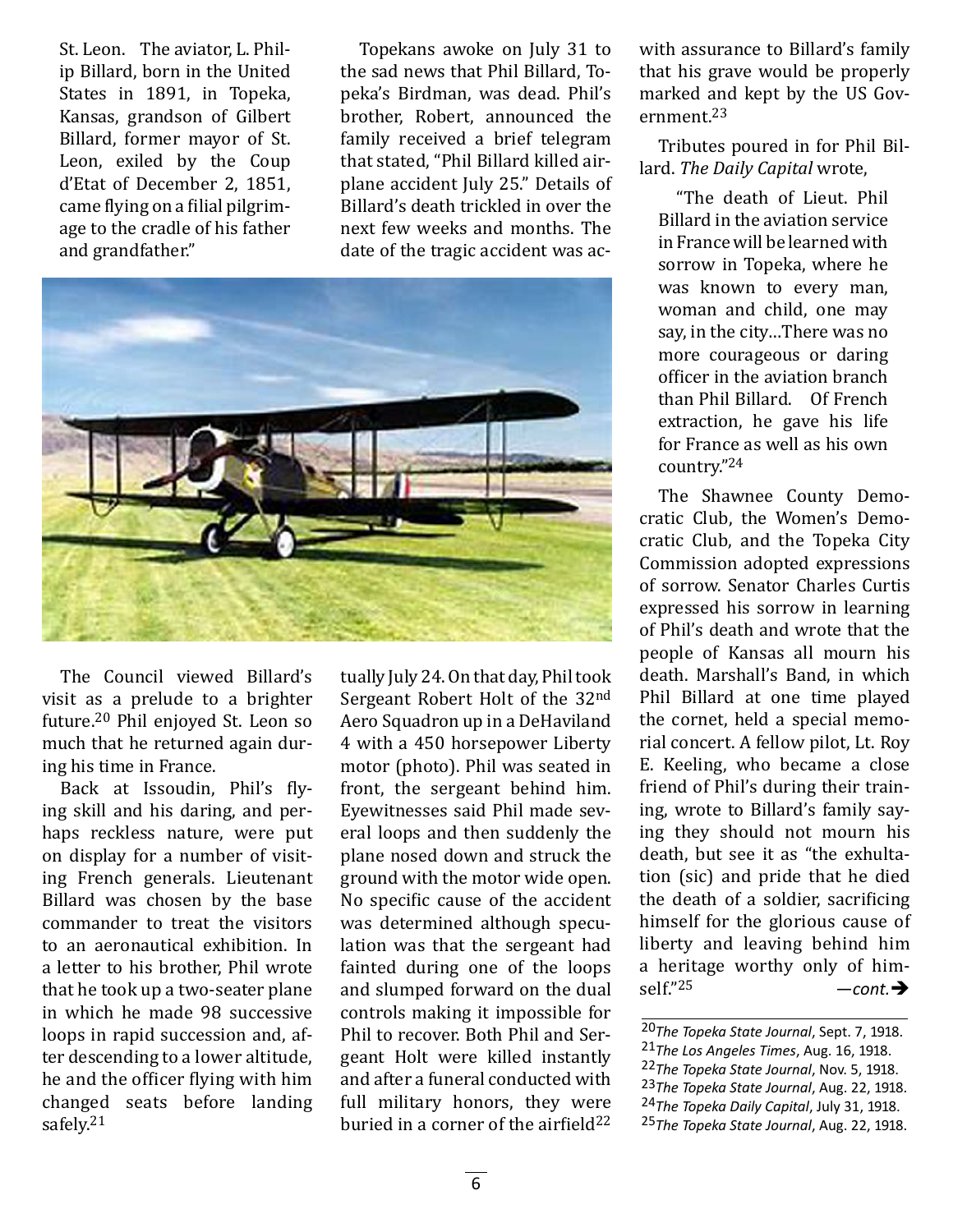St. Leon. The aviator, L. Philip Billard, born in the United States in 1891, in Topeka, Kansas, grandson of Gilbert Billard, former mayor of St. Leon, exiled by the Coup d'Etat of December 2, 1851, came flying on a filial pilgrimage to the cradle of his father and grandfather."

The Council viewed Billard's visit as a prelude to a brighter future.[20] Phil enjoyed St. Leon so much that he returned again during his time in France.

Back at Issoudin, Phil's flying skill and his daring, and perhaps reckless nature, were put on display for a number of visiting French generals. Lieutenant Billard was chosen by the base commander to treat the visitors to an aeronautical exhibition. In a letter to his brother, Phil wrote that he took up a two-seater plane in which he made 98 successive loops in rapid succession and, after descending to a lower altitude, he and the officer flying with him changed seats before landing safely.[21]

Topekans awoke on July 31 to the sad news that Phil Billard, Topeka's Birdman, was dead. Phil's brother, Robert, announced the family received a brief telegram that stated, "Phil Billard killed airplane accident July 25." Details of Billard's death trickled in over the next few weeks and months. The date of the tragic accident was actually July 24. On that day, Phil took Sergeant Robert Holt of the 32nd Aero Squadron up in a DeHaviland 4 with a 450 horsepower Liberty motor (photo). Phil was seated in front, the sergeant behind him. Eyewitnesses said Phil made several loops and then suddenly the plane nosed down and struck the ground with the motor wide open. No specific cause of the accident was determined although speculation was that the sergeant had fainted during one of the loops and slumped forward on the dual controls making it impossible for Phil to recover. Both Phil and Sergeant Holt were killed instantly and after a funeral conducted with full military honors, they were buried in a corner of the airfield[22] with assurance to Billard's family that his grave would be properly marked and kept by the US Government.[23]

Tributes poured in for Phil Billard. *The Daily Capital* wrote,

> "The death of Lieut. Phil Billard in the aviation service in France will be learned with sorrow in Topeka, where he was known to every man, woman and child, one may say, in the city…There was no more courageous or daring officer in the aviation branch than Phil Billard. Of French extraction, he gave his life for France as well as his own country."[24]

The Shawnee County Democratic Club, the Women's Democratic Club, and the Topeka City Commission adopted expressions of sorrow. Senator Charles Curtis expressed his sorrow in learning of Phil's death and wrote that the people of Kansas all mourn his death. Marshall's Band, in which Phil Billard at one time played the cornet, held a special memorial concert. A fellow pilot, Lt. Roy E. Keeling, who became a close friend of Phil's during their training, wrote to Billard's family saying they should not mourn his death, but see it as "the exhultation (sic) and pride that he died the death of a soldier, sacrificing himself for the glorious cause of liberty and leaving behind him a heritage worthy only of himself."[25] *—cont.*➔

---

[20] *The Topeka State Journal*, Sept. 7, 1918.
[21] *The Los Angeles Times*, Aug. 16, 1918.
[22] *The Topeka State Journal*, Nov. 5, 1918.
[23] *The Topeka State Journal*, Aug. 22, 1918.
[24] *The Topeka Daily Capital*, July 31, 1918.
[25] *The Topeka State Journal*, Aug. 22, 1918.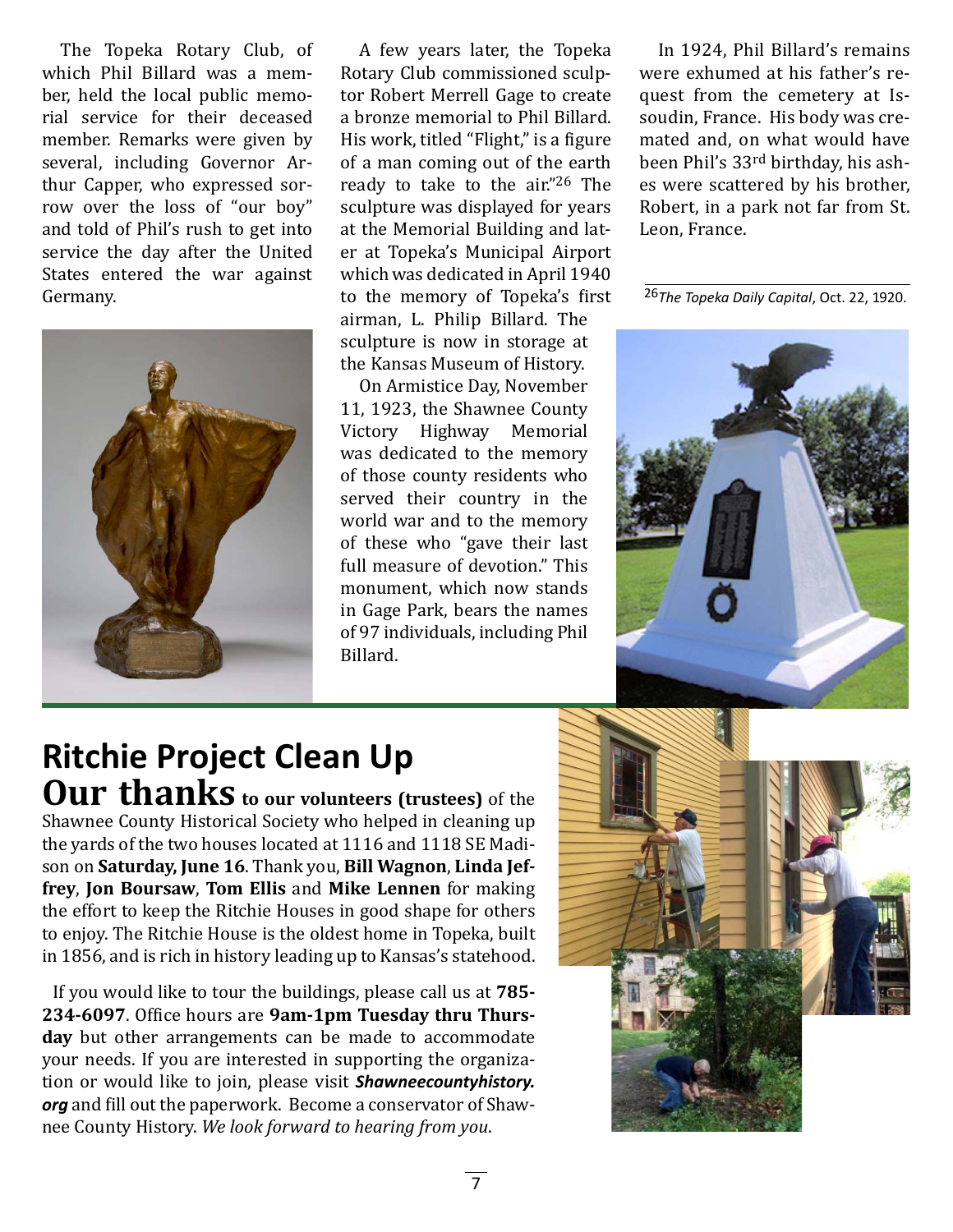The Topeka Rotary Club, of which Phil Billard was a member, held the local public memorial service for their deceased member. Remarks were given by several, including Governor Arthur Capper, who expressed sorrow over the loss of "our boy" and told of Phil's rush to get into service the day after the United States entered the war against Germany.

A few years later, the Topeka Rotary Club commissioned sculptor Robert Merrell Gage to create a bronze memorial to Phil Billard. His work, titled "Flight," is a figure of a man coming out of the earth ready to take to the air."[26] The sculpture was displayed for years at the Memorial Building and later at Topeka's Municipal Airport which was dedicated in April 1940 to the memory of Topeka's first airman, L. Philip Billard. The sculpture is now in storage at the Kansas Museum of History.

On Armistice Day, November 11, 1923, the Shawnee County Victory Highway Memorial was dedicated to the memory of those county residents who served their country in the world war and to the memory of these who "gave their last full measure of devotion." This monument, which now stands in Gage Park, bears the names of 97 individuals, including Phil Billard.

In 1924, Phil Billard's remains were exhumed at his father's request from the cemetery at Issoudin, France. His body was cremated and, on what would have been Phil's 33rd birthday, his ashes were scattered by his brother, Robert, in a park not far from St. Leon, France.

[26] *The Topeka Daily Capital*, Oct. 22, 1920.

## Ritchie Project Clean Up

**Our thanks to our volunteers (trustees)** of the Shawnee County Historical Society who helped in cleaning up the yards of the two houses located at 1116 and 1118 SE Madison on **Saturday, June 16**. Thank you, **Bill Wagnon**, **Linda Jeffrey**, **Jon Boursaw**, **Tom Ellis** and **Mike Lennen** for making the effort to keep the Ritchie Houses in good shape for others to enjoy. The Ritchie House is the oldest home in Topeka, built in 1856, and is rich in history leading up to Kansas's statehood.

If you would like to tour the buildings, please call us at **785-234-6097**. Office hours are **9am-1pm Tuesday thru Thursday** but other arrangements can be made to accommodate your needs. If you are interested in supporting the organization or would like to join, please visit ***Shawneecountyhistory.org*** and fill out the paperwork. Become a conservator of Shawnee County History. *We look forward to hearing from you*.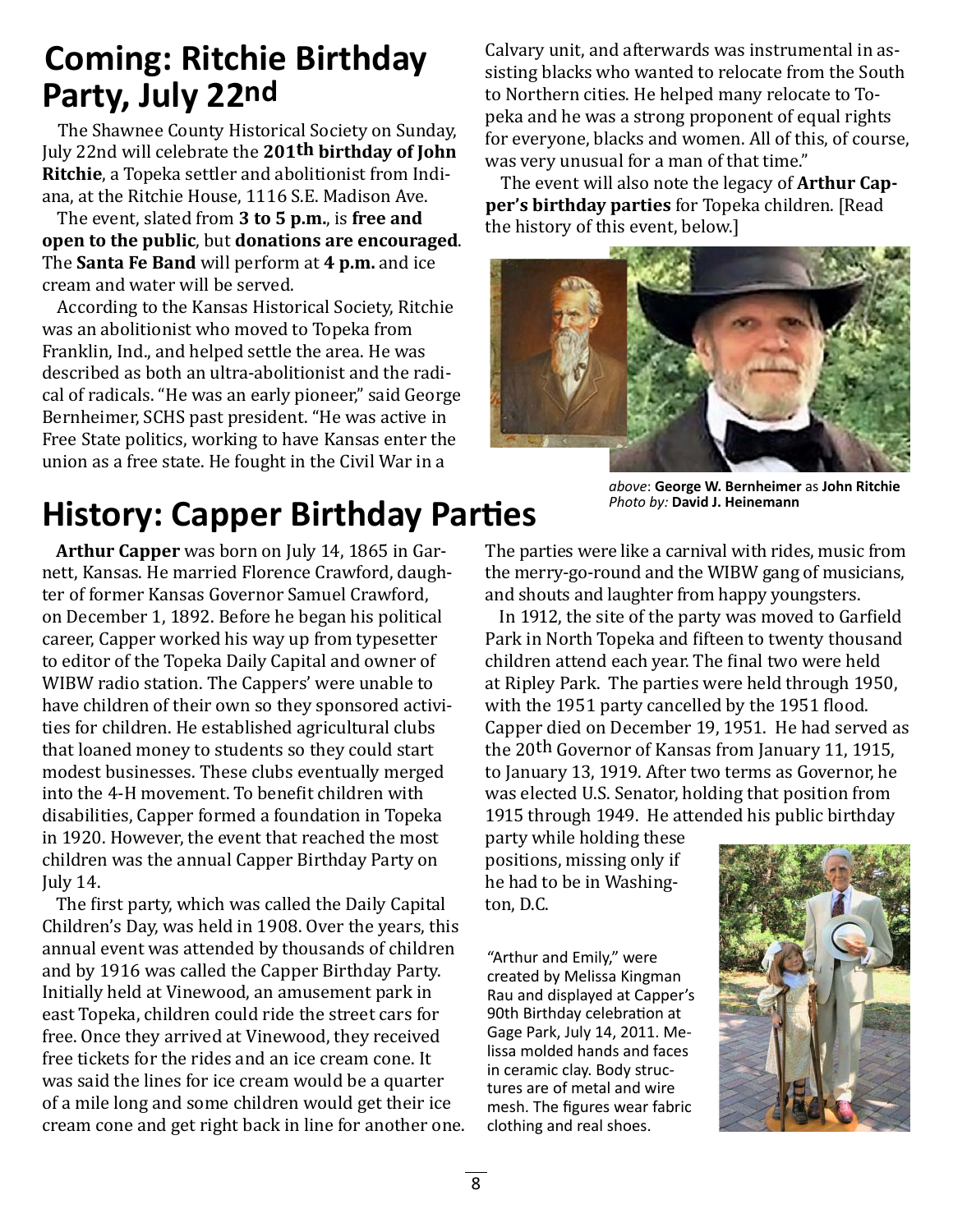## Coming: Ritchie Birthday Party, July 22nd

The Shawnee County Historical Society on Sunday, July 22nd will celebrate the **201th birthday of John Ritchie**, a Topeka settler and abolitionist from Indiana, at the Ritchie House, 1116 S.E. Madison Ave.

The event, slated from **3 to 5 p.m.**, is **free and open to the public**, but **donations are encouraged**. The **Santa Fe Band** will perform at **4 p.m.** and ice cream and water will be served.

According to the Kansas Historical Society, Ritchie was an abolitionist who moved to Topeka from Franklin, Ind., and helped settle the area. He was described as both an ultra-abolitionist and the radical of radicals. "He was an early pioneer," said George Bernheimer, SCHS past president. "He was active in Free State politics, working to have Kansas enter the union as a free state. He fought in the Civil War in a Calvary unit, and afterwards was instrumental in assisting blacks who wanted to relocate from the South to Northern cities. He helped many relocate to Topeka and he was a strong proponent of equal rights for everyone, blacks and women. All of this, of course, was very unusual for a man of that time."

The event will also note the legacy of **Arthur Capper's birthday parties** for Topeka children. [Read the history of this event, below.]

*above*: **George W. Bernheimer** as **John Ritchie**
*Photo by:* **David J. Heinemann**

## History: Capper Birthday Parties

**Arthur Capper** was born on July 14, 1865 in Garnett, Kansas. He married Florence Crawford, daughter of former Kansas Governor Samuel Crawford, on December 1, 1892. Before he began his political career, Capper worked his way up from typesetter to editor of the Topeka Daily Capital and owner of WIBW radio station. The Cappers' were unable to have children of their own so they sponsored activities for children. He established agricultural clubs that loaned money to students so they could start modest businesses. These clubs eventually merged into the 4-H movement. To benefit children with disabilities, Capper formed a foundation in Topeka in 1920. However, the event that reached the most children was the annual Capper Birthday Party on July 14.

The first party, which was called the Daily Capital Children's Day, was held in 1908. Over the years, this annual event was attended by thousands of children and by 1916 was called the Capper Birthday Party. Initially held at Vinewood, an amusement park in east Topeka, children could ride the street cars for free. Once they arrived at Vinewood, they received free tickets for the rides and an ice cream cone. It was said the lines for ice cream would be a quarter of a mile long and some children would get their ice cream cone and get right back in line for another one. The parties were like a carnival with rides, music from the merry-go-round and the WIBW gang of musicians, and shouts and laughter from happy youngsters.

In 1912, the site of the party was moved to Garfield Park in North Topeka and fifteen to twenty thousand children attend each year. The final two were held at Ripley Park. The parties were held through 1950, with the 1951 party cancelled by the 1951 flood. Capper died on December 19, 1951. He had served as the 20th Governor of Kansas from January 11, 1915, to January 13, 1919. After two terms as Governor, he was elected U.S. Senator, holding that position from 1915 through 1949. He attended his public birthday party while holding these positions, missing only if he had to be in Washington, D.C.

"Arthur and Emily," were created by Melissa Kingman Rau and displayed at Capper's 90th Birthday celebration at Gage Park, July 14, 2011. Melissa molded hands and faces in ceramic clay. Body structures are of metal and wire mesh. The figures wear fabric clothing and real shoes.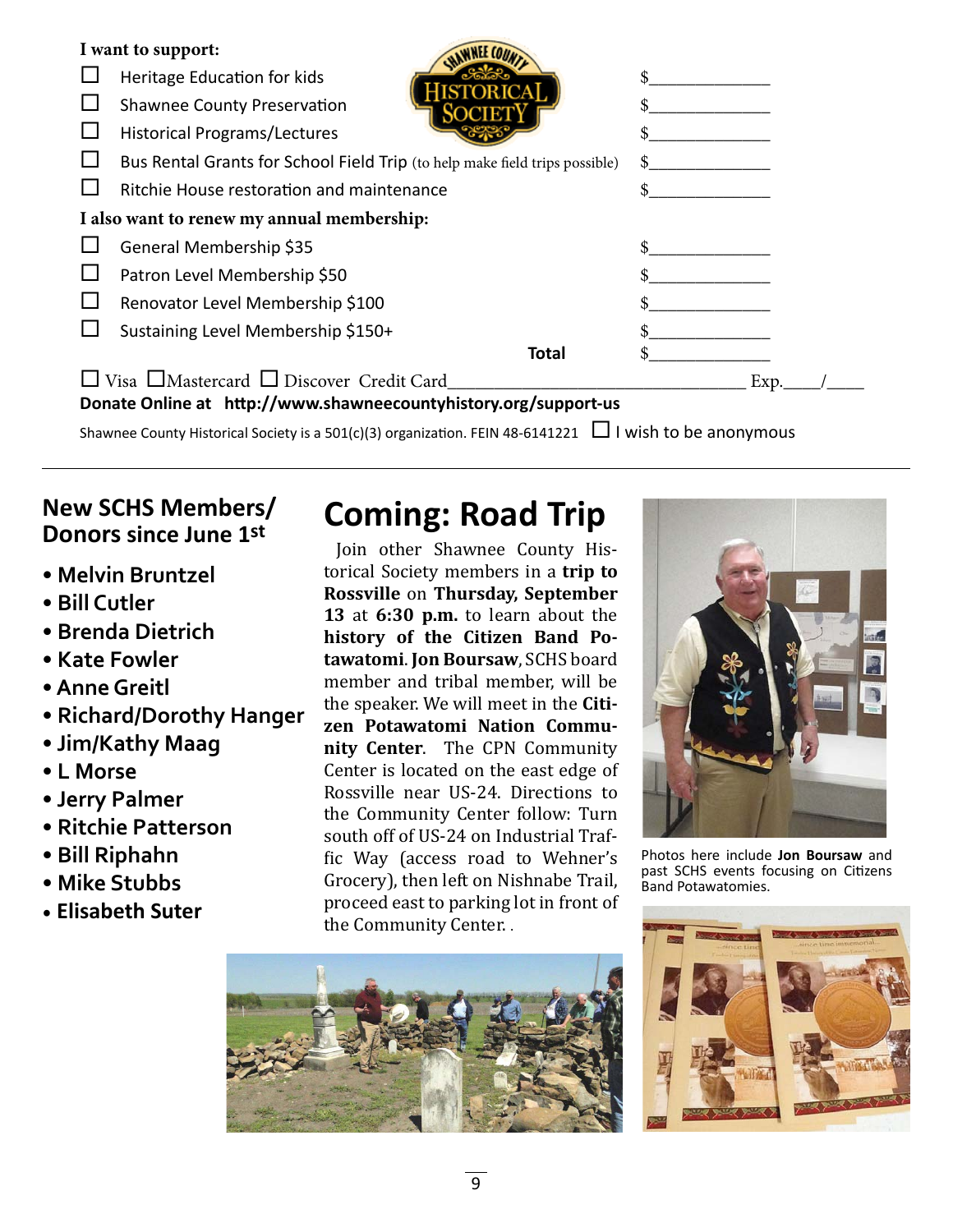**I want to support:**

- ☐ Heritage Education for kids $\_\_\_\_\_\_\_\_\_\_\_\_
- ☐ Shawnee County Preservation $\_\_\_\_\_\_\_\_\_\_\_\_
- ☐ Historical Programs/Lectures $\_\_\_\_\_\_\_\_\_\_\_\_
- ☐ Bus Rental Grants for School Field Trip (to help make field trips possible) $\_\_\_\_\_\_\_\_\_\_\_\_
- ☐ Ritchie House restoration and maintenance $\_\_\_\_\_\_\_\_\_\_\_\_

**I also want to renew my annual membership:**

- ☐ General Membership $35 $\_\_\_\_\_\_\_\_\_\_\_\_
- ☐ Patron Level Membership $50 $\_\_\_\_\_\_\_\_\_\_\_\_
- ☐ Renovator Level Membership $100 $\_\_\_\_\_\_\_\_\_\_\_\_
- ☐ Sustaining Level Membership $150+ $\_\_\_\_\_\_\_\_\_\_\_\_

**Total** $\_\_\_\_\_\_\_\_\_\_\_\_

☐ Visa ☐Mastercard ☐ Discover Credit Card\_\_\_\_\_\_\_\_\_\_\_\_\_\_\_\_\_\_\_\_\_\_\_\_\_\_\_\_ Exp.\_\_\_\_/\_\_\_\_

**Donate Online at http://www.shawneecountyhistory.org/support-us**

Shawnee County Historical Society is a 501(c)(3) organization. FEIN 48-6141221 ☐ I wish to be anonymous

---

## New SCHS Members/ Donors since June 1st

- **Melvin Bruntzel**
- **Bill Cutler**
- **Brenda Dietrich**
- **Kate Fowler**
- **Anne Greitl**
- **Richard/Dorothy Hanger**
- **Jim/Kathy Maag**
- **L Morse**
- **Jerry Palmer**
- **Ritchie Patterson**
- **Bill Riphahn**
- **Mike Stubbs**
- **Elisabeth Suter**

## Coming: Road Trip

Join other Shawnee County Historical Society members in a **trip to Rossville** on **Thursday, September 13** at **6:30 p.m.** to learn about the **history of the Citizen Band Potawatomi. Jon Boursaw**, SCHS board member and tribal member, will be the speaker. We will meet in the **Citizen Potawatomi Nation Community Center**. The CPN Community Center is located on the east edge of Rossville near US-24. Directions to the Community Center follow: Turn south off of US-24 on Industrial Traffic Way (access road to Wehner's Grocery), then left on Nishnabe Trail, proceed east to parking lot in front of the Community Center. .

Photos here include **Jon Boursaw** and past SCHS events focusing on Citizens Band Potawatomies.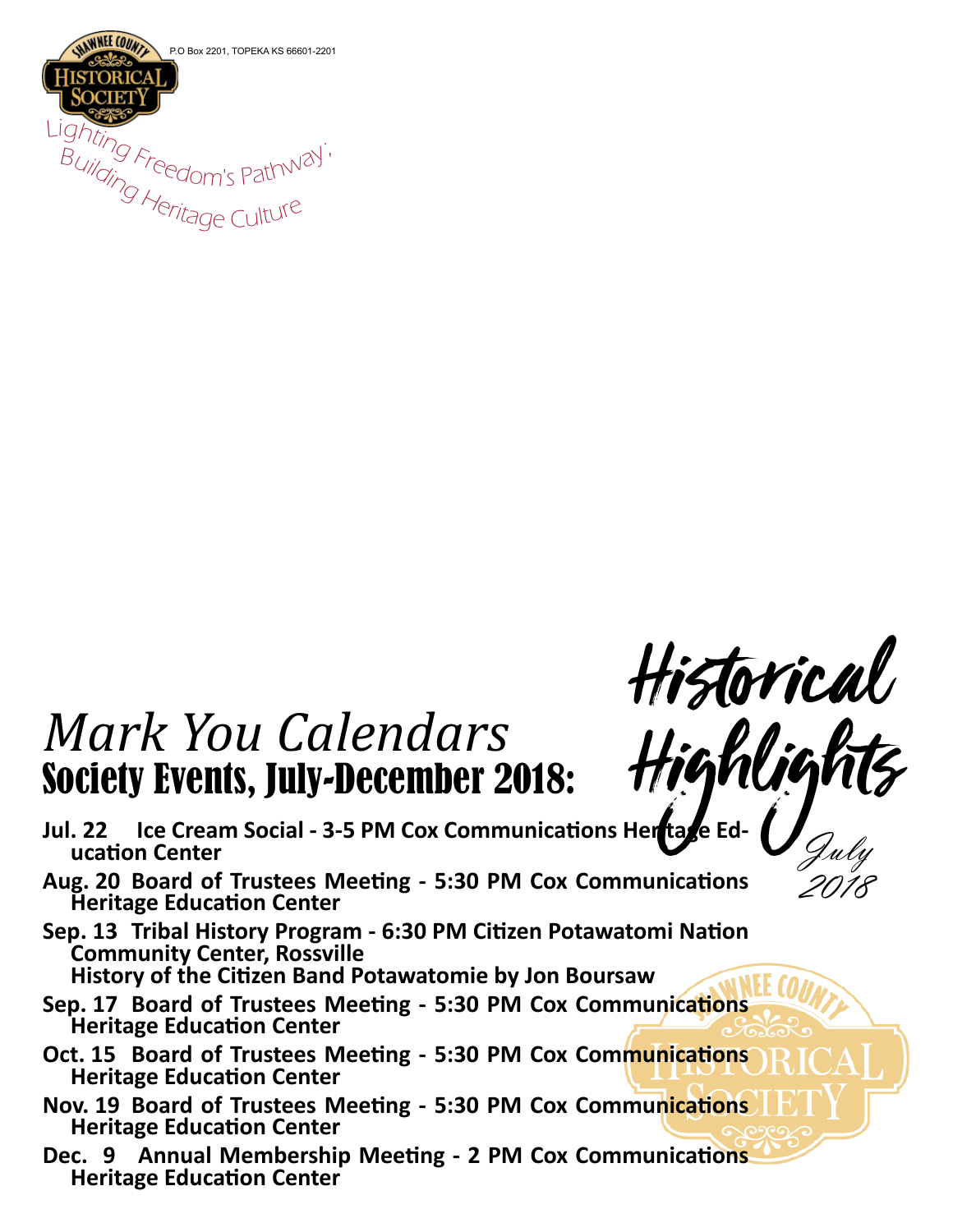P.O Box 2201, TOPEKA KS 66601-2201

Lighting Freedom's Pathway;
Building Heritage Culture

# Historical Highlights

July 2018

## *Mark You Calendars*

## Society Events, July-December 2018:

**Jul. 22 Ice Cream Social - 3-5 PM Cox Communications Heritage Education Center**

**Aug. 20 Board of Trustees Meeting - 5:30 PM Cox Communications Heritage Education Center**

**Sep. 13 Tribal History Program - 6:30 PM Citizen Potawatomi Nation Community Center, Rossville**
**History of the Citizen Band Potawatomie by Jon Boursaw**

**Sep. 17 Board of Trustees Meeting - 5:30 PM Cox Communications Heritage Education Center**

**Oct. 15 Board of Trustees Meeting - 5:30 PM Cox Communications Heritage Education Center**

**Nov. 19 Board of Trustees Meeting - 5:30 PM Cox Communications Heritage Education Center**

**Dec. 9 Annual Membership Meeting - 2 PM Cox Communications Heritage Education Center**